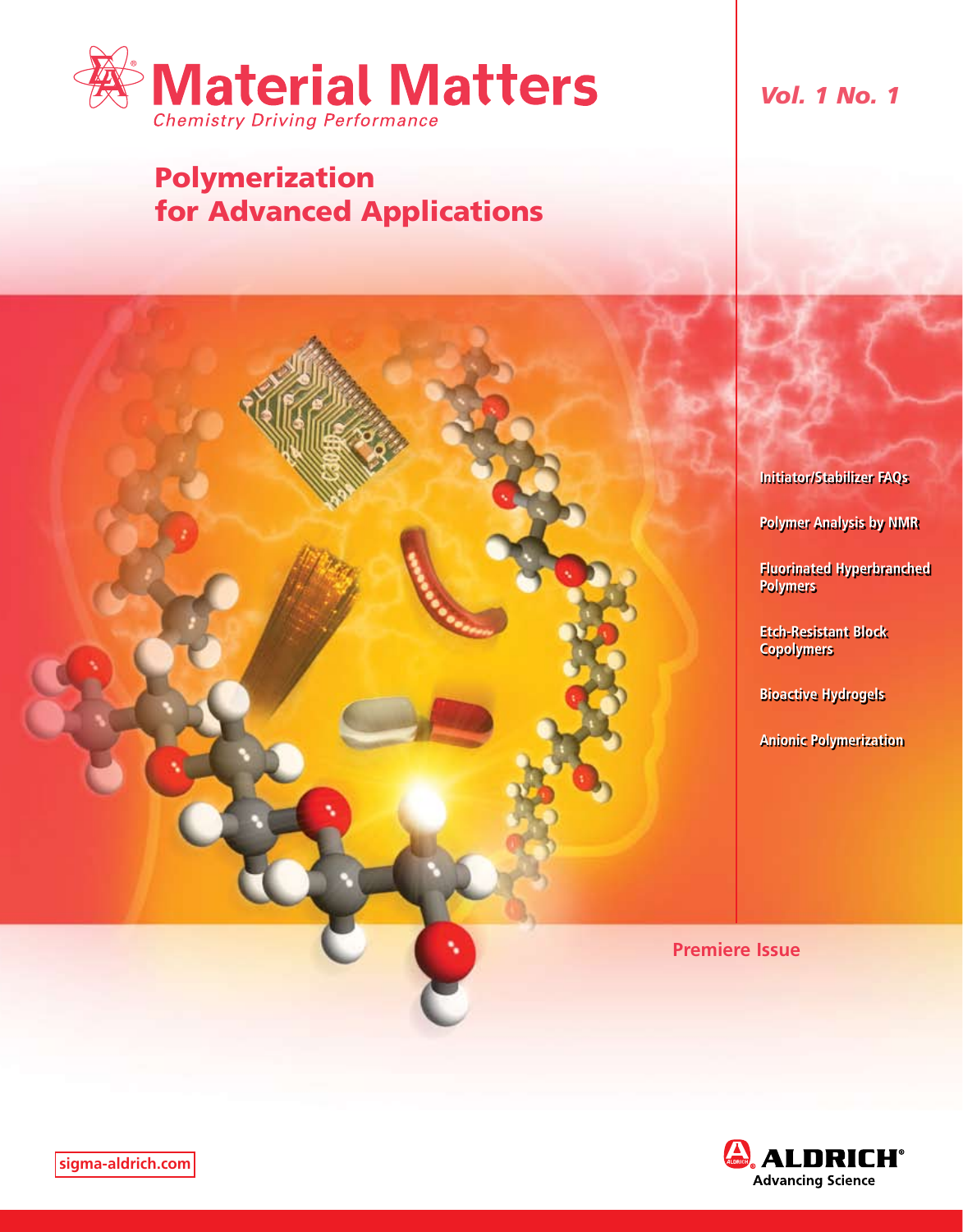# Material Matters

*Chemistry Driving Performance*

*Vol. 1 No. 1*

## Polymerization for Advanced Applications

- Initiator/Stabilizer FAQs
- Polymer Analysis by NMR
- Fluorinated Hyperbranched Polymers
- Etch-Resistant Block Copolymers
- Bioactive Hydrogels
- Anionic Polymerization

**Premiere Issue**

sigma-aldrich.com

**ALDRICH®**
**Advancing Science**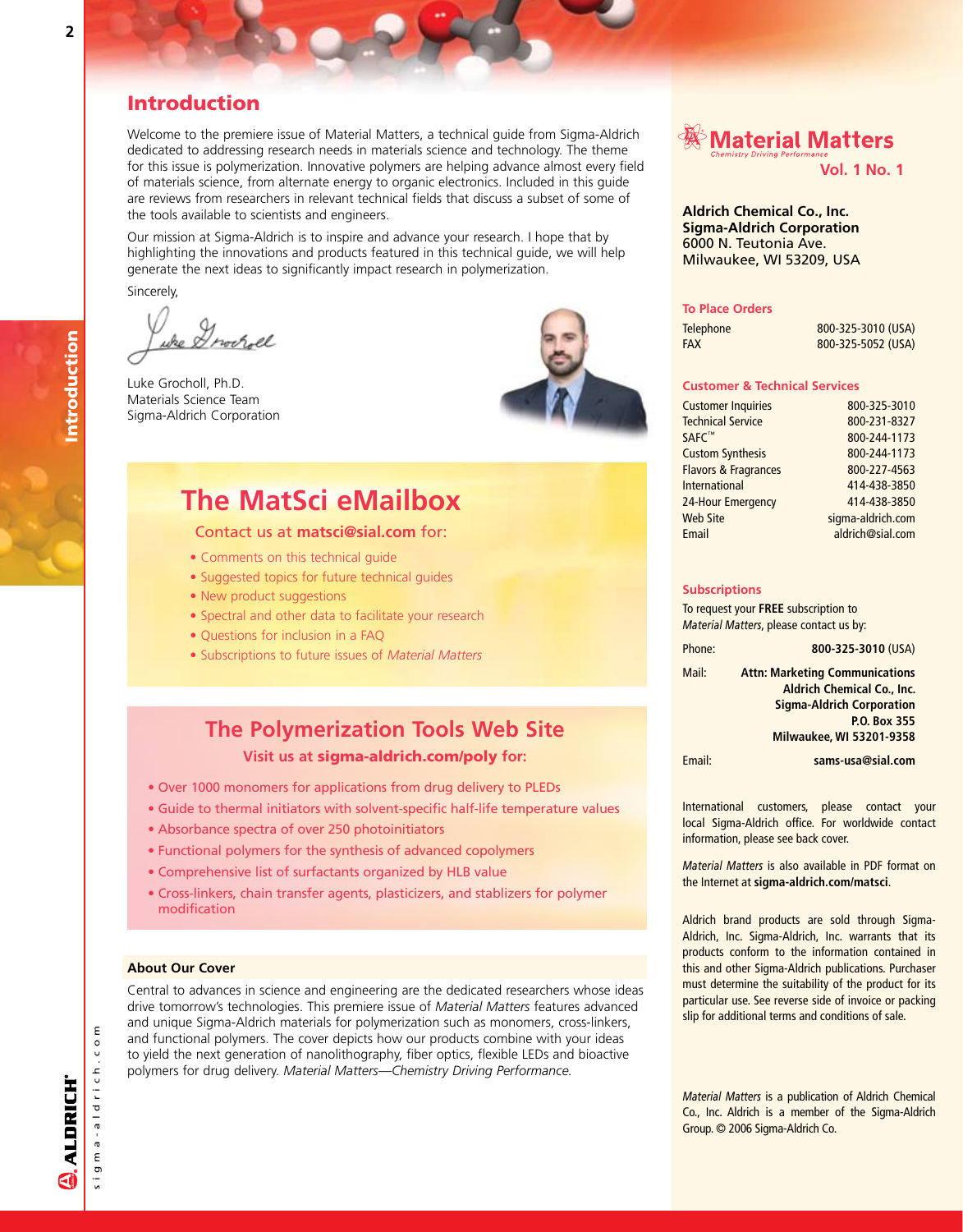## Introduction

Welcome to the premiere issue of Material Matters, a technical guide from Sigma-Aldrich dedicated to addressing research needs in materials science and technology. The theme for this issue is polymerization. Innovative polymers are helping advance almost every field of materials science, from alternate energy to organic electronics. Included in this guide are reviews from researchers in relevant technical fields that discuss a subset of some of the tools available to scientists and engineers.

Our mission at Sigma-Aldrich is to inspire and advance your research. I hope that by highlighting the innovations and products featured in this technical guide, we will help generate the next ideas to significantly impact research in polymerization.

Sincerely,

Luke Grocholl, Ph.D.
Materials Science Team
Sigma-Aldrich Corporation

## The MatSci eMailbox

Contact us at **matsci@sial.com** for:

- Comments on this technical guide
- Suggested topics for future technical guides
- New product suggestions
- Spectral and other data to facilitate your research
- Questions for inclusion in a FAQ
- Subscriptions to future issues of *Material Matters*

## The Polymerization Tools Web Site

**Visit us at sigma-aldrich.com/poly for:**

- Over 1000 monomers for applications from drug delivery to PLEDs
- Guide to thermal initiators with solvent-specific half-life temperature values
- Absorbance spectra of over 250 photoinitiators
- Functional polymers for the synthesis of advanced copolymers
- Comprehensive list of surfactants organized by HLB value
- Cross-linkers, chain transfer agents, plasticizers, and stablizers for polymer modification

### About Our Cover

Central to advances in science and engineering are the dedicated researchers whose ideas drive tomorrow's technologies. This premiere issue of *Material Matters* features advanced and unique Sigma-Aldrich materials for polymerization such as monomers, cross-linkers, and functional polymers. The cover depicts how our products combine with your ideas to yield the next generation of nanolithography, fiber optics, flexible LEDs and bioactive polymers for drug delivery. *Material Matters—Chemistry Driving Performance.*

## Material Matters

*Chemistry Driving Performance*

**Vol. 1 No. 1**

**Aldrich Chemical Co., Inc.**
**Sigma-Aldrich Corporation**
6000 N. Teutonia Ave.
Milwaukee, WI 53209, USA

### To Place Orders

| | |
|---|---|
| Telephone | 800-325-3010 (USA) |
| FAX | 800-325-5052 (USA) |

### Customer & Technical Services

| | |
|---|---|
| Customer Inquiries | 800-325-3010 |
| Technical Service | 800-231-8327 |
| SAFC™ | 800-244-1173 |
| Custom Synthesis | 800-244-1173 |
| Flavors & Fragrances | 800-227-4563 |
| International | 414-438-3850 |
| 24-Hour Emergency | 414-438-3850 |
| Web Site | sigma-aldrich.com |
| Email | aldrich@sial.com |

### Subscriptions

To request your **FREE** subscription to *Material Matters*, please contact us by:

Phone: **800-325-3010** (USA)

Mail: **Attn: Marketing Communications**
**Aldrich Chemical Co., Inc.**
**Sigma-Aldrich Corporation**
**P.O. Box 355**
**Milwaukee, WI 53201-9358**

Email: **sams-usa@sial.com**

International customers, please contact your local Sigma-Aldrich office. For worldwide contact information, please see back cover.

*Material Matters* is also available in PDF format on the Internet at **sigma-aldrich.com/matsci**.

Aldrich brand products are sold through Sigma-Aldrich, Inc. Sigma-Aldrich, Inc. warrants that its products conform to the information contained in this and other Sigma-Aldrich publications. Purchaser must determine the suitability of the product for its particular use. See reverse side of invoice or packing slip for additional terms and conditions of sale.

*Material Matters* is a publication of Aldrich Chemical Co., Inc. Aldrich is a member of the Sigma-Aldrich Group. © 2006 Sigma-Aldrich Co.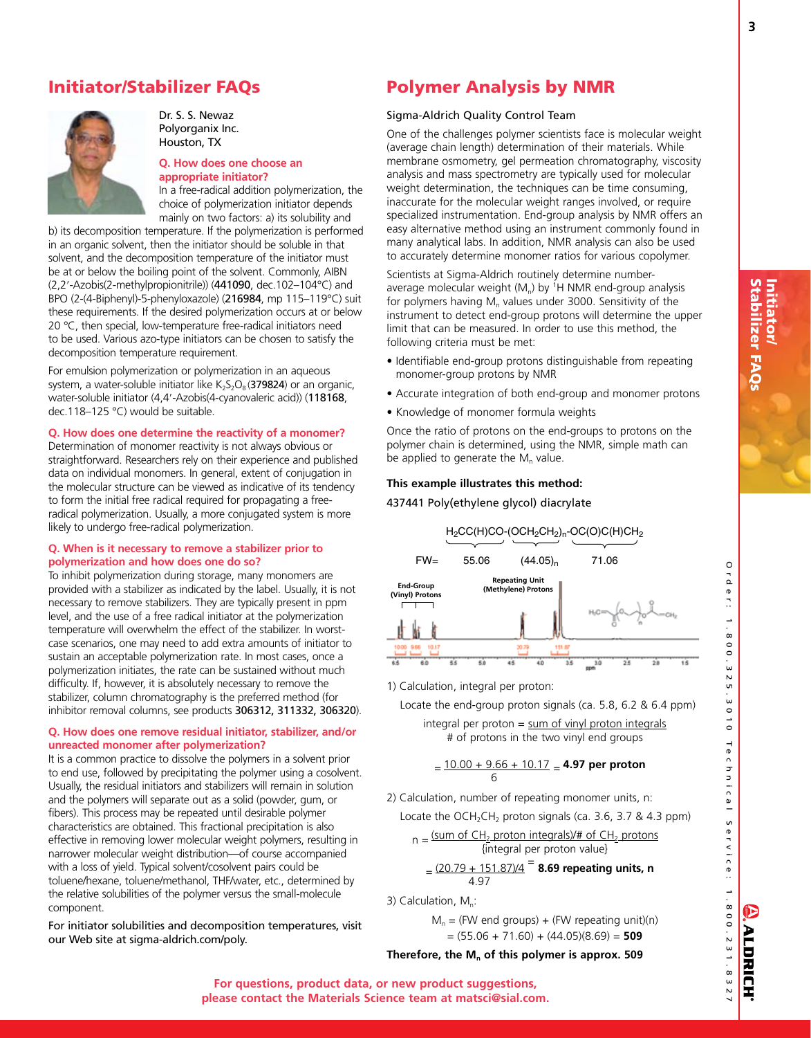## Initiator/Stabilizer FAQs

Dr. S. S. Newaz
Polyorganix Inc.
Houston, TX

**Q. How does one choose an appropriate initiator?**

In a free-radical addition polymerization, the choice of polymerization initiator depends mainly on two factors: a) its solubility and b) its decomposition temperature. If the polymerization is performed in an organic solvent, then the initiator should be soluble in that solvent, and the decomposition temperature of the initiator must be at or below the boiling point of the solvent. Commonly, AIBN (2,2′-Azobis(2-methylpropionitrile)) (**441090**, dec.102–104°C) and BPO (2-(4-Biphenyl)-5-phenyloxazole) (**216984**, mp 115–119°C) suit these requirements. If the desired polymerization occurs at or below 20 °C, then special, low-temperature free-radical initiators need to be used. Various azo-type initiators can be chosen to satisfy the decomposition temperature requirement.

For emulsion polymerization or polymerization in an aqueous system, a water-soluble initiator like $K_2S_2O_8$ (**379824**) or an organic, water-soluble initiator (4,4′-Azobis(4-cyanovaleric acid)) (**118168**, dec.118–125 °C) would be suitable.

**Q. How does one determine the reactivity of a monomer?**

Determination of monomer reactivity is not always obvious or straightforward. Researchers rely on their experience and published data on individual monomers. In general, extent of conjugation in the molecular structure can be viewed as indicative of its tendency to form the initial free radical required for propagating a free-radical polymerization. Usually, a more conjugated system is more likely to undergo free-radical polymerization.

**Q. When is it necessary to remove a stabilizer prior to polymerization and how does one do so?**

To inhibit polymerization during storage, many monomers are provided with a stabilizer as indicated by the label. Usually, it is not necessary to remove stabilizers. They are typically present in ppm level, and the use of a free radical initiator at the polymerization temperature will overwhelm the effect of the stabilizer. In worst-case scenarios, one may need to add extra amounts of initiator to sustain an acceptable polymerization rate. In most cases, once a polymerization initiates, the rate can be sustained without much difficulty. If, however, it is absolutely necessary to remove the stabilizer, column chromatography is the preferred method (for inhibitor removal columns, see products **306312, 311332, 306320**).

**Q. How does one remove residual initiator, stabilizer, and/or unreacted monomer after polymerization?**

It is a common practice to dissolve the polymers in a solvent prior to end use, followed by precipitating the polymer using a cosolvent. Usually, the residual initiators and stabilizers will remain in solution and the polymers will separate out as a solid (powder, gum, or fibers). This process may be repeated until desirable polymer characteristics are obtained. This fractional precipitation is also effective in removing lower molecular weight polymers, resulting in narrower molecular weight distribution—of course accompanied with a loss of yield. Typical solvent/cosolvent pairs could be toluene/hexane, toluene/methanol, THF/water, etc., determined by the relative solubilities of the polymer versus the small-molecule component.

For initiator solubilities and decomposition temperatures, visit our Web site at sigma-aldrich.com/poly.

## Polymer Analysis by NMR

Sigma-Aldrich Quality Control Team

One of the challenges polymer scientists face is molecular weight (average chain length) determination of their materials. While membrane osmometry, gel permeation chromatography, viscosity analysis and mass spectrometry are typically used for molecular weight determination, the techniques can be time consuming, inaccurate for the molecular weight ranges involved, or require specialized instrumentation. End-group analysis by NMR offers an easy alternative method using an instrument commonly found in many analytical labs. In addition, NMR analysis can also be used to accurately determine monomer ratios for various copolymer.

Scientists at Sigma-Aldrich routinely determine number-average molecular weight ($M_n$) by $^1H$ NMR end-group analysis for polymers having $M_n$ values under 3000. Sensitivity of the instrument to detect end-group protons will determine the upper limit that can be measured. In order to use this method, the following criteria must be met:

- Identifiable end-group protons distinguishable from repeating monomer-group protons by NMR
- Accurate integration of both end-group and monomer protons
- Knowledge of monomer formula weights

Once the ratio of protons on the end-groups to protons on the polymer chain is determined, using the NMR, simple math can be applied to generate the $M_n$ value.

**This example illustrates this method:**

437441 Poly(ethylene glycol) diacrylate

$H_2CC(H)CO\text{-}(OCH_2CH_2)_n\text{-}OC(O)C(H)CH_2$

FW= 55.06 $(44.05)_n$ 71.06

End-Group (Vinyl) Protons — Repeating Unit (Methylene) Protons

1) Calculation, integral per proton:

Locate the end-group proton signals (ca. 5.8, 6.2 & 6.4 ppm)

$$\text{integral per proton} = \frac{\text{sum of vinyl proton integrals}}{\text{\# of protons in the two vinyl end groups}}$$

$$= \frac{10.00 + 9.66 + 10.17}{6} = \mathbf{4.97\ per\ proton}$$

2) Calculation, number of repeating monomer units, n:

Locate the $OCH_2CH_2$ proton signals (ca. 3.6, 3.7 & 4.3 ppm)

$$n = \frac{(\text{sum of } CH_2 \text{ proton integrals})/\text{\# of } CH_2 \text{ protons}}{\{\text{integral per proton value}\}}$$

$$= \frac{(20.79 + 151.87)/4}{4.97} = \mathbf{8.69\ repeating\ units,\ n}$$

3) Calculation, $M_n$:

$$M_n = (\text{FW end groups}) + (\text{FW repeating unit})(n)$$
$$= (55.06 + 71.60) + (44.05)(8.69) = \mathbf{509}$$

**Therefore, the $M_n$ of this polymer is approx. 509**

**For questions, product data, or new product suggestions, please contact the Materials Science team at matsci@sial.com.**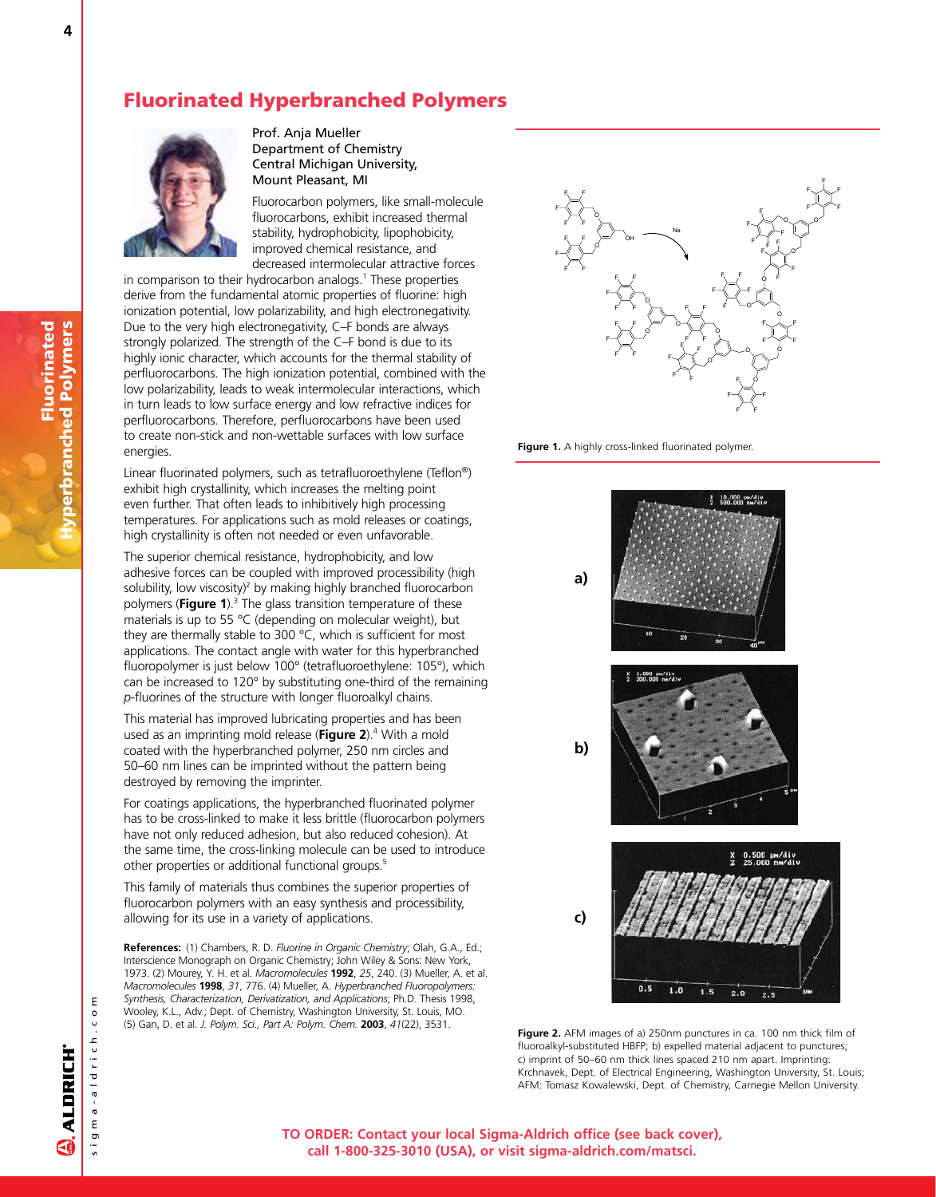# Fluorinated Hyperbranched Polymers

Prof. Anja Mueller
Department of Chemistry
Central Michigan University,
Mount Pleasant, MI

Fluorocarbon polymers, like small-molecule fluorocarbons, exhibit increased thermal stability, hydrophobicity, lipophobicity, improved chemical resistance, and decreased intermolecular attractive forces in comparison to their hydrocarbon analogs.[1] These properties derive from the fundamental atomic properties of fluorine: high ionization potential, low polarizability, and high electronegativity. Due to the very high electronegativity, C–F bonds are always strongly polarized. The strength of the C–F bond is due to its highly ionic character, which accounts for the thermal stability of perfluorocarbons. The high ionization potential, combined with the low polarizability, leads to weak intermolecular interactions, which in turn leads to low surface energy and low refractive indices for perfluorocarbons. Therefore, perfluorocarbons have been used to create non-stick and non-wettable surfaces with low surface energies.

Linear fluorinated polymers, such as tetrafluoroethylene (Teflon®) exhibit high crystallinity, which increases the melting point even further. That often leads to inhibitively high processing temperatures. For applications such as mold releases or coatings, high crystallinity is often not needed or even unfavorable.

The superior chemical resistance, hydrophobicity, and low adhesive forces can be coupled with improved processibility (high solubility, low viscosity)[2] by making highly branched fluorocarbon polymers (**Figure 1**).[3] The glass transition temperature of these materials is up to 55 °C (depending on molecular weight), but they are thermally stable to 300 °C, which is sufficient for most applications. The contact angle with water for this hyperbranched fluoropolymer is just below 100° (tetrafluoroethylene: 105°), which can be increased to 120° by substituting one-third of the remaining *p*-fluorines of the structure with longer fluoroalkyl chains.

This material has improved lubricating properties and has been used as an imprinting mold release (**Figure 2**).[4] With a mold coated with the hyperbranched polymer, 250 nm circles and 50–60 nm lines can be imprinted without the pattern being destroyed by removing the imprinter.

For coatings applications, the hyperbranched fluorinated polymer has to be cross-linked to make it less brittle (fluorocarbon polymers have not only reduced adhesion, but also reduced cohesion). At the same time, the cross-linking molecule can be used to introduce other properties or additional functional groups.[5]

This family of materials thus combines the superior properties of fluorocarbon polymers with an easy synthesis and processibility, allowing for its use in a variety of applications.

**Figure 1.** A highly cross-linked fluorinated polymer.

**Figure 2.** AFM images of a) 250nm punctures in ca. 100 nm thick film of fluoroalkyl-substituted HBFP; b) expelled material adjacent to punctures; c) imprint of 50–60 nm thick lines spaced 210 nm apart. Imprinting: Krchnavek, Dept. of Electrical Engineering, Washington University, St. Louis; AFM: Tomasz Kowalewski, Dept. of Chemistry, Carnegie Mellon University.

**References:** (1) Chambers, R. D. *Fluorine in Organic Chemistry*; Olah, G.A., Ed.; Interscience Monograph on Organic Chemistry; John Wiley & Sons: New York, 1973. (2) Mourey, Y. H. et al. *Macromolecules* **1992**, *25*, 240. (3) Mueller, A. et al. *Macromolecules* **1998**, *31*, 776. (4) Mueller, A. *Hyperbranched Fluoropolymers: Synthesis, Characterization, Derivatization, and Applications*; Ph.D. Thesis 1998, Wooley, K.L., Adv.; Dept. of Chemistry, Washington University, St. Louis, MO. (5) Gan, D. et al. *J. Polym. Sci., Part A: Polym. Chem.* **2003**, *41*(22), 3531.

**TO ORDER: Contact your local Sigma-Aldrich office (see back cover), call 1-800-325-3010 (USA), or visit sigma-aldrich.com/matsci.**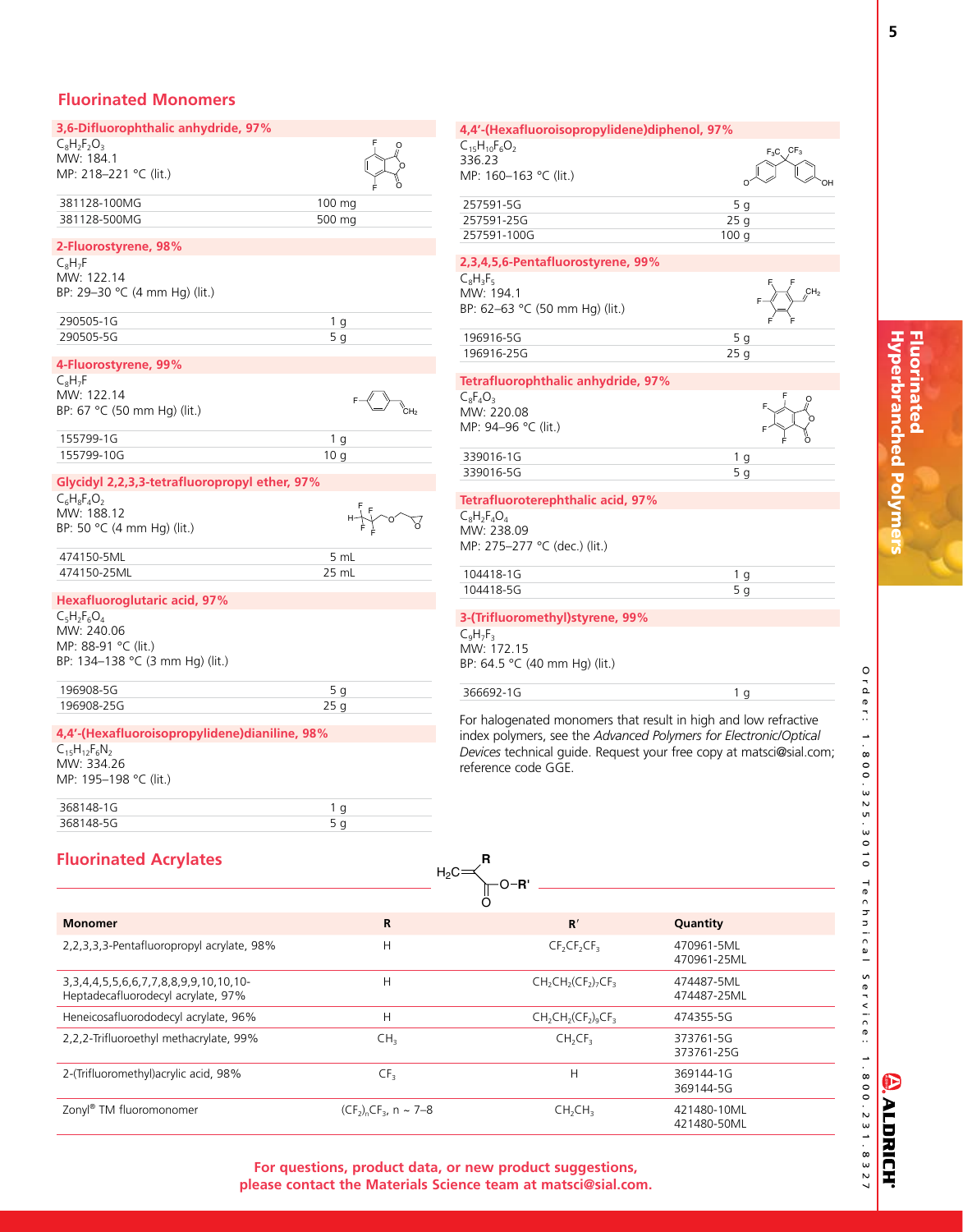## Fluorinated Monomers

### 3,6-Difluorophthalic anhydride, 97%

$C_8H_2F_2O_3$
MW: 184.1
MP: 218–221 °C (lit.)

| | |
|---|---|
| 381128-100MG | 100 mg |
| 381128-500MG | 500 mg |

### 2-Fluorostyrene, 98%

$C_8H_7F$
MW: 122.14
BP: 29–30 °C (4 mm Hg) (lit.)

| | |
|---|---|
| 290505-1G | 1 g |
| 290505-5G | 5 g |

### 4-Fluorostyrene, 99%

$C_8H_7F$
MW: 122.14
BP: 67 °C (50 mm Hg) (lit.)

| | |
|---|---|
| 155799-1G | 1 g |
| 155799-10G | 10 g |

### Glycidyl 2,2,3,3-tetrafluoropropyl ether, 97%

$C_6H_8F_4O_2$
MW: 188.12
BP: 50 °C (4 mm Hg) (lit.)

| | |
|---|---|
| 474150-5ML | 5 mL |
| 474150-25ML | 25 mL |

### Hexafluoroglutaric acid, 97%

$C_5H_2F_6O_4$
MW: 240.06
MP: 88-91 °C (lit.)
BP: 134–138 °C (3 mm Hg) (lit.)

| | |
|---|---|
| 196908-5G | 5 g |
| 196908-25G | 25 g |

### 4,4′-(Hexafluoroisopropylidene)dianiline, 98%

$C_{15}H_{12}F_6N_2$
MW: 334.26
MP: 195–198 °C (lit.)

| | |
|---|---|
| 368148-1G | 1 g |
| 368148-5G | 5 g |

### 4,4′-(Hexafluoroisopropylidene)diphenol, 97%

$C_{15}H_{10}F_6O_2$
336.23
MP: 160–163 °C (lit.)

| | |
|---|---|
| 257591-5G | 5 g |
| 257591-25G | 25 g |
| 257591-100G | 100 g |

### 2,3,4,5,6-Pentafluorostyrene, 99%

$C_8H_3F_5$
MW: 194.1
BP: 62–63 °C (50 mm Hg) (lit.)

| | |
|---|---|
| 196916-5G | 5 g |
| 196916-25G | 25 g |

### Tetrafluorophthalic anhydride, 97%

$C_8F_4O_3$
MW: 220.08
MP: 94–96 °C (lit.)

| | |
|---|---|
| 339016-1G | 1 g |
| 339016-5G | 5 g |

### Tetrafluoroterephthalic acid, 97%

$C_8H_2F_4O_4$
MW: 238.09
MP: 275–277 °C (dec.) (lit.)

| | |
|---|---|
| 104418-1G | 1 g |
| 104418-5G | 5 g |

### 3-(Trifluoromethyl)styrene, 99%

$C_9H_7F_3$
MW: 172.15
BP: 64.5 °C (40 mm Hg) (lit.)

| | |
|---|---|
| 366692-1G | 1 g |

For halogenated monomers that result in high and low refractive index polymers, see the *Advanced Polymers for Electronic/Optical Devices* technical guide. Request your free copy at matsci@sial.com; reference code GGE.

## Fluorinated Acrylates

| Monomer | R | R′ | Quantity |
|---|---|---|---|
| 2,2,3,3,3-Pentafluoropropyl acrylate, 98% | H | $CF_2CF_2CF_3$ | 470961-5ML<br>470961-25ML |
| 3,3,4,4,5,5,6,6,7,7,8,8,9,9,10,10,10-Heptadecafluorodecyl acrylate, 97% | H | $CH_2CH_2(CF_2)_7CF_3$ | 474487-5ML<br>474487-25ML |
| Heneicosafluorododecyl acrylate, 96% | H | $CH_2CH_2(CF_2)_9CF_3$ | 474355-5G |
| 2,2,2-Trifluoroethyl methacrylate, 99% | $CH_3$ | $CH_2CF_3$ | 373761-5G<br>373761-25G |
| 2-(Trifluoromethyl)acrylic acid, 98% | $CF_3$ | H | 369144-1G<br>369144-5G |
| Zonyl® TM fluoromonomer | $(CF_2)_nCF_3$, n ~ 7–8 | $CH_2CH_3$ | 421480-10ML<br>421480-50ML |

**For questions, product data, or new product suggestions, please contact the Materials Science team at matsci@sial.com.**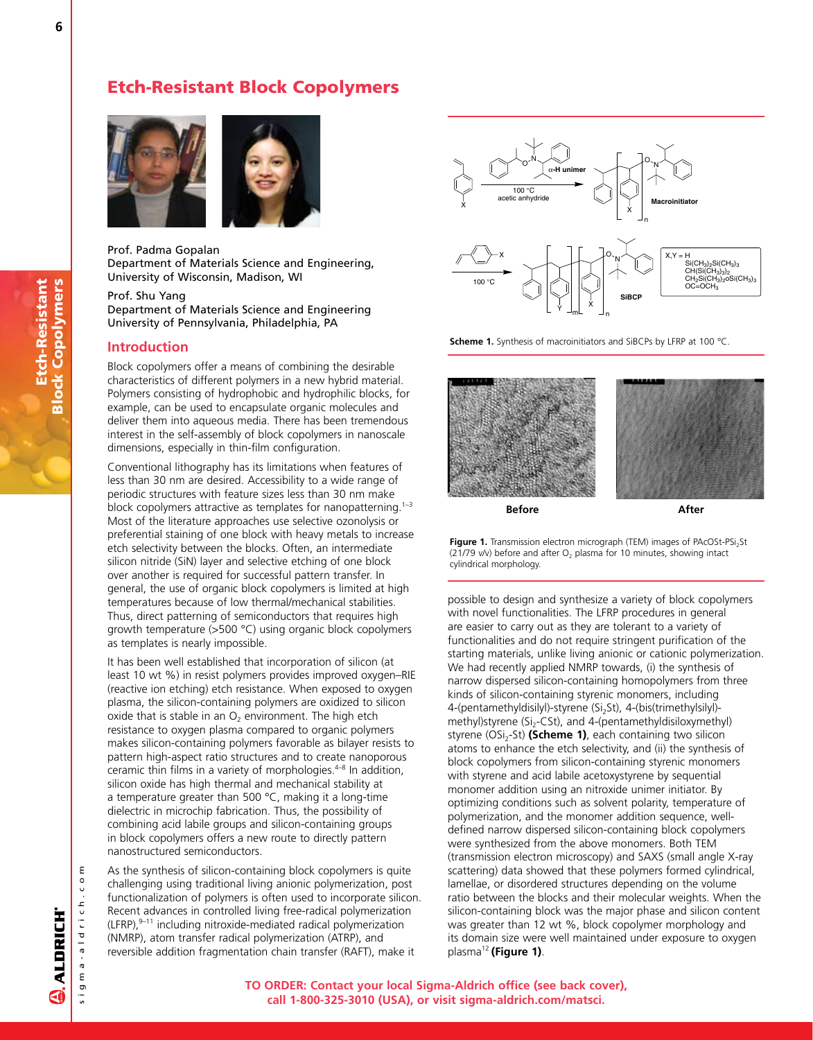# Etch-Resistant Block Copolymers

Prof. Padma Gopalan
Department of Materials Science and Engineering, University of Wisconsin, Madison, WI

Prof. Shu Yang
Department of Materials Science and Engineering University of Pennsylvania, Philadelphia, PA

## Introduction

Block copolymers offer a means of combining the desirable characteristics of different polymers in a new hybrid material. Polymers consisting of hydrophobic and hydrophilic blocks, for example, can be used to encapsulate organic molecules and deliver them into aqueous media. There has been tremendous interest in the self-assembly of block copolymers in nanoscale dimensions, especially in thin-film configuration.

Conventional lithography has its limitations when features of less than 30 nm are desired. Accessibility to a wide range of periodic structures with feature sizes less than 30 nm make block copolymers attractive as templates for nanopatterning.[1–3] Most of the literature approaches use selective ozonolysis or preferential staining of one block with heavy metals to increase etch selectivity between the blocks. Often, an intermediate silicon nitride (SiN) layer and selective etching of one block over another is required for successful pattern transfer. In general, the use of organic block copolymers is limited at high temperatures because of low thermal/mechanical stabilities. Thus, direct patterning of semiconductors that requires high growth temperature (>500 °C) using organic block copolymers as templates is nearly impossible.

It has been well established that incorporation of silicon (at least 10 wt %) in resist polymers provides improved oxygen–RIE (reactive ion etching) etch resistance. When exposed to oxygen plasma, the silicon-containing polymers are oxidized to silicon oxide that is stable in an $O_2$ environment. The high etch resistance to oxygen plasma compared to organic polymers makes silicon-containing polymers favorable as bilayer resists to pattern high-aspect ratio structures and to create nanoporous ceramic thin films in a variety of morphologies.[4–8] In addition, silicon oxide has high thermal and mechanical stability at a temperature greater than 500 °C, making it a long-time dielectric in microchip fabrication. Thus, the possibility of combining acid labile groups and silicon-containing groups in block copolymers offers a new route to directly pattern nanostructured semiconductors.

As the synthesis of silicon-containing block copolymers is quite challenging using traditional living anionic polymerization, post functionalization of polymers is often used to incorporate silicon. Recent advances in controlled living free-radical polymerization (LFRP),[9–11] including nitroxide-mediated radical polymerization (NMRP), atom transfer radical polymerization (ATRP), and reversible addition fragmentation chain transfer (RAFT), make it possible to design and synthesize a variety of block copolymers with novel functionalities. The LFRP procedures in general are easier to carry out as they are tolerant to a variety of functionalities and do not require stringent purification of the starting materials, unlike living anionic or cationic polymerization. We had recently applied NMRP towards, (i) the synthesis of narrow dispersed silicon-containing homopolymers from three kinds of silicon-containing styrenic monomers, including 4-(pentamethyldisilyl)-styrene ($Si_2St$), 4-(bis(trimethylsilyl)-methyl)styrene ($Si_2$-CSt), and 4-(pentamethyldisiloxymethyl) styrene ($OSi_2$-St) **(Scheme 1)**, each containing two silicon atoms to enhance the etch selectivity, and (ii) the synthesis of block copolymers from silicon-containing styrenic monomers with styrene and acid labile acetoxystyrene by sequential monomer addition using an nitroxide unimer initiator. By optimizing conditions such as solvent polarity, temperature of polymerization, and the monomer addition sequence, well-defined narrow dispersed silicon-containing block copolymers were synthesized from the above monomers. Both TEM (transmission electron microscopy) and SAXS (small angle X-ray scattering) data showed that these polymers formed cylindrical, lamellae, or disordered structures depending on the volume ratio between the blocks and their molecular weights. When the silicon-containing block was the major phase and silicon content was greater than 12 wt %, block copolymer morphology and its domain size were well maintained under exposure to oxygen plasma[12] **(Figure 1)**.

**Scheme 1.** Synthesis of macroinitiators and SiBCPs by LFRP at 100 °C.

**Figure 1.** Transmission electron micrograph (TEM) images of PAcOSt-$PSi_2St$ (21/79 v/v) before and after $O_2$ plasma for 10 minutes, showing intact cylindrical morphology.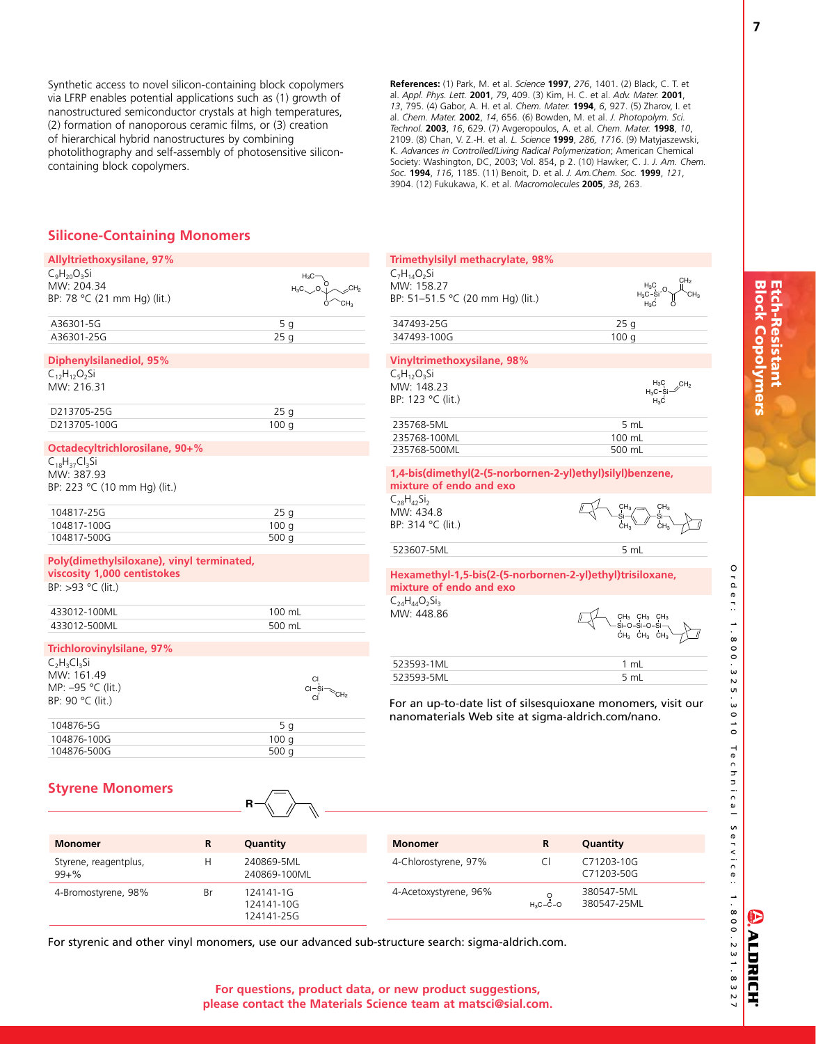Synthetic access to novel silicon-containing block copolymers via LFRP enables potential applications such as (1) growth of nanostructured semiconductor crystals at high temperatures, (2) formation of nanoporous ceramic films, or (3) creation of hierarchical hybrid nanostructures by combining photolithography and self-assembly of photosensitive silicon-containing block copolymers.

**References:** (1) Park, M. et al. *Science* **1997**, *276*, 1401. (2) Black, C. T. et al. *Appl. Phys. Lett.* **2001**, *79*, 409. (3) Kim, H. C. et al. *Adv. Mater.* **2001**, *13*, 795. (4) Gabor, A. H. et al. *Chem. Mater.* **1994**, *6*, 927. (5) Zharov, I. et al. *Chem. Mater.* **2002**, *14*, 656. (6) Bowden, M. et al. *J. Photopolym. Sci. Technol.* **2003**, *16*, 629. (7) Avgeropoulos, A. et al. *Chem. Mater.* **1998**, *10*, 2109. (8) Chan, V. Z.-H. et al. *L. Science* **1999**, *286*, *1716*. (9) Matyjaszewski, K. *Advances in Controlled/Living Radical Polymerization*; American Chemical Society: Washington, DC, 2003; Vol. 854, p 2. (10) Hawker, C. J. *J. Am. Chem. Soc.* **1994**, *116*, 1185. (11) Benoit, D. et al. *J. Am.Chem. Soc.* **1999**, *121*, 3904. (12) Fukukawa, K. et al. *Macromolecules* **2005**, *38*, 263.

## Silicone-Containing Monomers

**Allyltriethoxysilane, 97%**

$C_9H_{20}O_3Si$
MW: 204.34
BP: 78 °C (21 mm Hg) (lit.)

| | |
|---|---|
| A36301-5G | 5 g |
| A36301-25G | 25 g |

**Diphenylsilanediol, 95%**

$C_{12}H_{12}O_2Si$
MW: 216.31

| | |
|---|---|
| D213705-25G | 25 g |
| D213705-100G | 100 g |

**Octadecyltrichlorosilane, 90+%**

$C_{18}H_{37}Cl_3Si$
MW: 387.93
BP: 223 °C (10 mm Hg) (lit.)

| | |
|---|---|
| 104817-25G | 25 g |
| 104817-100G | 100 g |
| 104817-500G | 500 g |

**Poly(dimethylsiloxane), vinyl terminated, viscosity 1,000 centistokes**

BP: >93 °C (lit.)

| | |
|---|---|
| 433012-100ML | 100 mL |
| 433012-500ML | 500 mL |

**Trichlorovinylsilane, 97%**

$C_2H_3Cl_3Si$
MW: 161.49
MP: –95 °C (lit.)
BP: 90 °C (lit.)

| | |
|---|---|
| 104876-5G | 5 g |
| 104876-100G | 100 g |
| 104876-500G | 500 g |

**Trimethylsilyl methacrylate, 98%**

$C_7H_{14}O_2Si$
MW: 158.27
BP: 51–51.5 °C (20 mm Hg) (lit.)

| | |
|---|---|
| 347493-25G | 25 g |
| 347493-100G | 100 g |

**Vinyltrimethoxysilane, 98%**

$C_5H_{12}O_3Si$
MW: 148.23
BP: 123 °C (lit.)

| | |
|---|---|
| 235768-5ML | 5 mL |
| 235768-100ML | 100 mL |
| 235768-500ML | 500 mL |

**1,4-bis(dimethyl(2-(5-norbornen-2-yl)ethyl)silyl)benzene, mixture of endo and exo**

$C_{28}H_{42}Si_2$
MW: 434.8
BP: 314 °C (lit.)

| | |
|---|---|
| 523607-5ML | 5 mL |

**Hexamethyl-1,5-bis(2-(5-norbornen-2-yl)ethyl)trisiloxane, mixture of endo and exo**

$C_{24}H_{44}O_2Si_3$
MW: 448.86

| | |
|---|---|
| 523593-1ML | 1 mL |
| 523593-5ML | 5 mL |

For an up-to-date list of silsesquioxane monomers, visit our nanomaterials Web site at sigma-aldrich.com/nano.

## Styrene Monomers

| Monomer | R | Quantity |
|---|---|---|
| Styrene, reagentplus, 99+% | H | 240869-5ML<br>240869-100ML |
| 4-Bromostyrene, 98% | Br | 124141-1G<br>124141-10G<br>124141-25G |
| 4-Chlorostyrene, 97% | Cl | C71203-10G<br>C71203-50G |
| 4-Acetoxystyrene, 96% | $H_3C-C(=O)-O$ | 380547-5ML<br>380547-25ML |

For styrenic and other vinyl monomers, use our advanced sub-structure search: sigma-aldrich.com.

**For questions, product data, or new product suggestions, please contact the Materials Science team at matsci@sial.com.**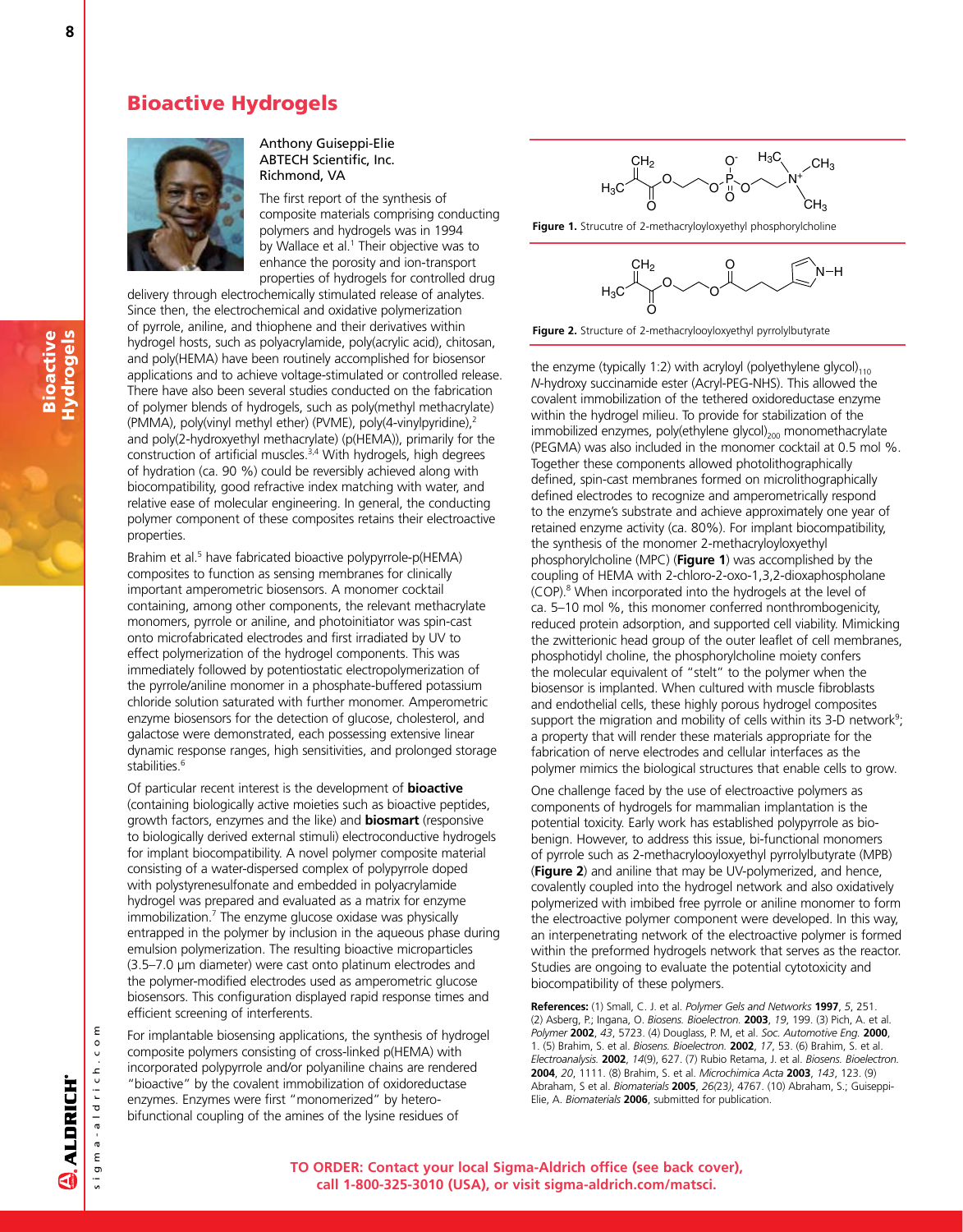# Bioactive Hydrogels

Anthony Guiseppi-Elie
ABTECH Scientific, Inc.
Richmond, VA

The first report of the synthesis of composite materials comprising conducting polymers and hydrogels was in 1994 by Wallace et al.[1] Their objective was to enhance the porosity and ion-transport properties of hydrogels for controlled drug delivery through electrochemically stimulated release of analytes. Since then, the electrochemical and oxidative polymerization of pyrrole, aniline, and thiophene and their derivatives within hydrogel hosts, such as polyacrylamide, poly(acrylic acid), chitosan, and poly(HEMA) have been routinely accomplished for biosensor applications and to achieve voltage-stimulated or controlled release. There have also been several studies conducted on the fabrication of polymer blends of hydrogels, such as poly(methyl methacrylate) (PMMA), poly(vinyl methyl ether) (PVME), poly(4-vinylpyridine),[2] and poly(2-hydroxyethyl methacrylate) (p(HEMA)), primarily for the construction of artificial muscles.[3,4] With hydrogels, high degrees of hydration (ca. 90 %) could be reversibly achieved along with biocompatibility, good refractive index matching with water, and relative ease of molecular engineering. In general, the conducting polymer component of these composites retains their electroactive properties.

Brahim et al.[5] have fabricated bioactive polypyrrole-p(HEMA) composites to function as sensing membranes for clinically important amperometric biosensors. A monomer cocktail containing, among other components, the relevant methacrylate monomers, pyrrole or aniline, and photoinitiator was spin-cast onto microfabricated electrodes and first irradiated by UV to effect polymerization of the hydrogel components. This was immediately followed by potentiostatic electropolymerization of the pyrrole/aniline monomer in a phosphate-buffered potassium chloride solution saturated with further monomer. Amperometric enzyme biosensors for the detection of glucose, cholesterol, and galactose were demonstrated, each possessing extensive linear dynamic response ranges, high sensitivities, and prolonged storage stabilities.[6]

Of particular recent interest is the development of **bioactive** (containing biologically active moieties such as bioactive peptides, growth factors, enzymes and the like) and **biosmart** (responsive to biologically derived external stimuli) electroconductive hydrogels for implant biocompatibility. A novel polymer composite material consisting of a water-dispersed complex of polypyrrole doped with polystyrenesulfonate and embedded in polyacrylamide hydrogel was prepared and evaluated as a matrix for enzyme immobilization.[7] The enzyme glucose oxidase was physically entrapped in the polymer by inclusion in the aqueous phase during emulsion polymerization. The resulting bioactive microparticles (3.5–7.0 μm diameter) were cast onto platinum electrodes and the polymer-modified electrodes used as amperometric glucose biosensors. This configuration displayed rapid response times and efficient screening of interferents.

For implantable biosensing applications, the synthesis of hydrogel composite polymers consisting of cross-linked p(HEMA) with incorporated polypyrrole and/or polyaniline chains are rendered "bioactive" by the covalent immobilization of oxidoreductase enzymes. Enzymes were first "monomerized" by hetero-bifunctional coupling of the amines of the lysine residues of the enzyme (typically 1:2) with acryloyl (polyethylene glycol)$_{110}$ *N*-hydroxy succinamide ester (Acryl-PEG-NHS). This allowed the covalent immobilization of the tethered oxidoreductase enzyme within the hydrogel milieu. To provide for stabilization of the immobilized enzymes, poly(ethylene glycol)$_{200}$ monomethacrylate (PEGMA) was also included in the monomer cocktail at 0.5 mol %. Together these components allowed photolithographically defined, spin-cast membranes formed on microlithographically defined electrodes to recognize and amperometrically respond to the enzyme's substrate and achieve approximately one year of retained enzyme activity (ca. 80%). For implant biocompatibility, the synthesis of the monomer 2-methacryloyloxyethyl phosphorylcholine (MPC) (**Figure 1**) was accomplished by the coupling of HEMA with 2-chloro-2-oxo-1,3,2-dioxaphospholane (COP).[8] When incorporated into the hydrogels at the level of ca. 5–10 mol %, this monomer conferred nonthrombogenicity, reduced protein adsorption, and supported cell viability. Mimicking the zwitterionic head group of the outer leaflet of cell membranes, phosphotidyl choline, the phosphorylcholine moiety confers the molecular equivalent of "stelt" to the polymer when the biosensor is implanted. When cultured with muscle fibroblasts and endothelial cells, these highly porous hydrogel composites support the migration and mobility of cells within its 3-D network[9]; a property that will render these materials appropriate for the fabrication of nerve electrodes and cellular interfaces as the polymer mimics the biological structures that enable cells to grow.

**Figure 1.** Strucutre of 2-methacryloyloxyethyl phosphorylcholine

**Figure 2.** Structure of 2-methacrylooyloxyethyl pyrrolylbutyrate

One challenge faced by the use of electroactive polymers as components of hydrogels for mammalian implantation is the potential toxicity. Early work has established polypyrrole as bio-benign. However, to address this issue, bi-functional monomers of pyrrole such as 2-methacrylooyloxyethyl pyrrolylbutyrate (MPB) (**Figure 2**) and aniline that may be UV-polymerized, and hence, covalently coupled into the hydrogel network and also oxidatively polymerized with imbibed free pyrrole or aniline monomer to form the electroactive polymer component were developed. In this way, an interpenetrating network of the electroactive polymer is formed within the preformed hydrogels network that serves as the reactor. Studies are ongoing to evaluate the potential cytotoxicity and biocompatibility of these polymers.

**References:** (1) Small, C. J. et al. *Polymer Gels and Networks* **1997**, *5*, 251. (2) Asberg, P.; Ingana, O. *Biosens. Bioelectron.* **2003**, *19*, 199. (3) Pich, A. et al. *Polymer* **2002**, *43*, 5723. (4) Douglass, P. M, et al. *Soc. Automotive Eng.* **2000**, 1. (5) Brahim, S. et al. *Biosens. Bioelectron.* **2002**, *17*, 53. (6) Brahim, S. et al. *Electroanalysis.* **2002**, *14*(9), 627. (7) Rubio Retama, J. et al. *Biosens. Bioelectron.* **2004**, *20*, 1111. (8) Brahim, S. et al. *Microchimica Acta* **2003**, *143*, 123. (9) Abraham, S et al. *Biomaterials* **2005**, *26(23)*, 4767. (10) Abraham, S.; Guiseppi-Elie, A. *Biomaterials* **2006**, submitted for publication.

**TO ORDER: Contact your local Sigma-Aldrich office (see back cover), call 1-800-325-3010 (USA), or visit sigma-aldrich.com/matsci.**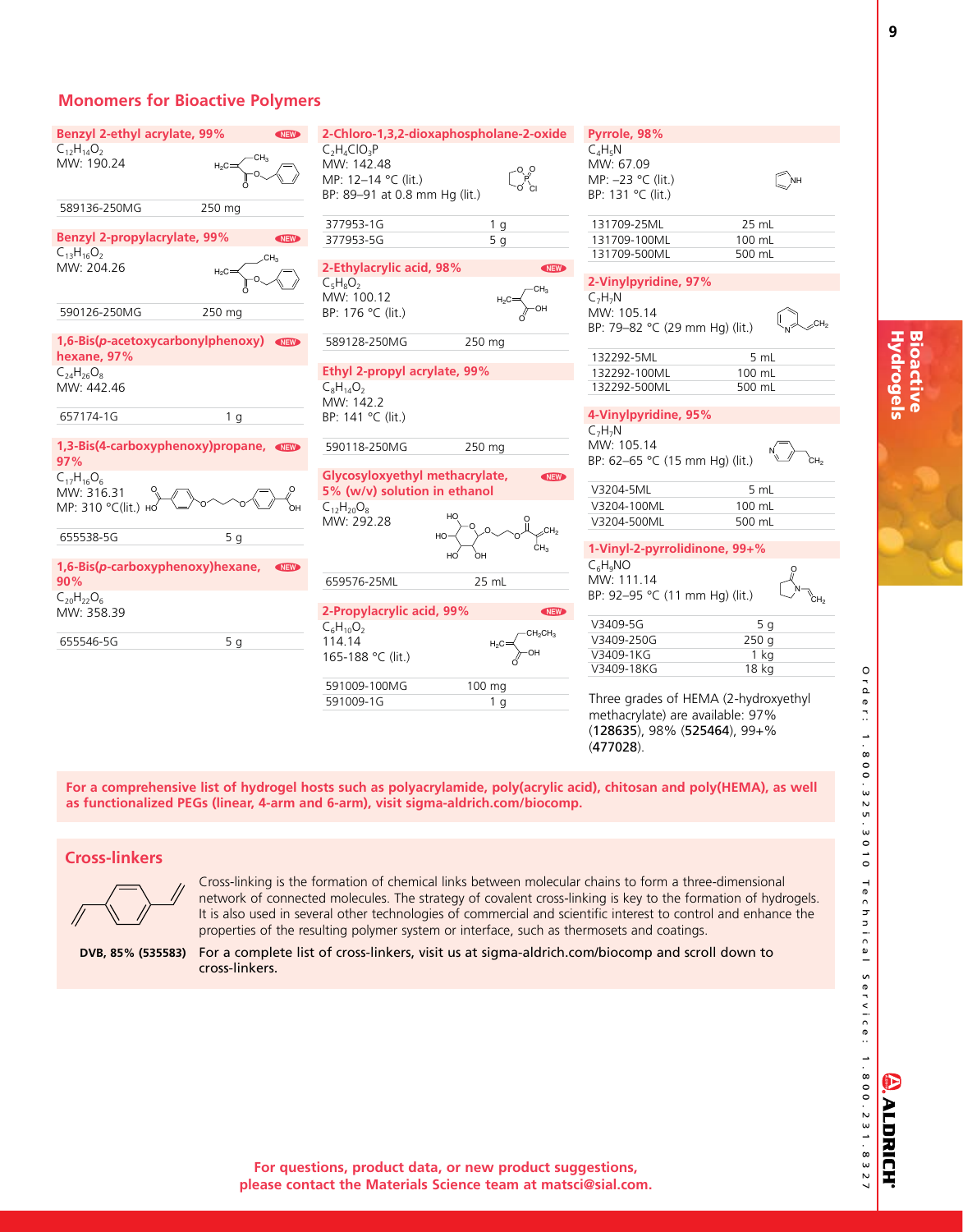## Monomers for Bioactive Polymers

### Benzyl 2-ethyl acrylate, 99% NEW

$C_{12}H_{14}O_2$
MW: 190.24

| | |
|---|---|
| 589136-250MG | 250 mg |

### Benzyl 2-propylacrylate, 99% NEW

$C_{13}H_{16}O_2$
MW: 204.26

| | |
|---|---|
| 590126-250MG | 250 mg |

### 1,6-Bis(*p*-acetoxycarbonylphenoxy) hexane, 97% NEW

$C_{24}H_{26}O_8$
MW: 442.46

| | |
|---|---|
| 657174-1G | 1 g |

### 1,3-Bis(4-carboxyphenoxy)propane, 97% NEW

$C_{17}H_{16}O_6$
MW: 316.31
MP: 310 °C(lit.)

| | |
|---|---|
| 655538-5G | 5 g |

### 1,6-Bis(*p*-carboxyphenoxy)hexane, 90% NEW

$C_{20}H_{22}O_6$
MW: 358.39

| | |
|---|---|
| 655546-5G | 5 g |

### 2-Chloro-1,3,2-dioxaphospholane-2-oxide

$C_2H_4ClO_3P$
MW: 142.48
MP: 12–14 °C (lit.)
BP: 89–91 at 0.8 mm Hg (lit.)

| | |
|---|---|
| 377953-1G | 1 g |
| 377953-5G | 5 g |

### 2-Ethylacrylic acid, 98% NEW

$C_5H_8O_2$
MW: 100.12
BP: 176 °C (lit.)

| | |
|---|---|
| 589128-250MG | 250 mg |

### Ethyl 2-propyl acrylate, 99%

$C_8H_{14}O_2$
MW: 142.2
BP: 141 °C (lit.)

| | |
|---|---|
| 590118-250MG | 250 mg |

### Glycosyloxyethyl methacrylate, 5% (w/v) solution in ethanol NEW

$C_{12}H_{20}O_8$
MW: 292.28

| | |
|---|---|
| 659576-25ML | 25 mL |

### 2-Propylacrylic acid, 99% NEW

$C_6H_{10}O_2$
114.14
165-188 °C (lit.)

| | |
|---|---|
| 591009-100MG | 100 mg |
| 591009-1G | 1 g |

### Pyrrole, 98%

$C_4H_5N$
MW: 67.09
MP: –23 °C (lit.)
BP: 131 °C (lit.)

| | |
|---|---|
| 131709-25ML | 25 mL |
| 131709-100ML | 100 mL |
| 131709-500ML | 500 mL |

### 2-Vinylpyridine, 97%

$C_7H_7N$
MW: 105.14
BP: 79–82 °C (29 mm Hg) (lit.)

| | |
|---|---|
| 132292-5ML | 5 mL |
| 132292-100ML | 100 mL |
| 132292-500ML | 500 mL |

### 4-Vinylpyridine, 95%

$C_7H_7N$
MW: 105.14
BP: 62–65 °C (15 mm Hg) (lit.)

| | |
|---|---|
| V3204-5ML | 5 mL |
| V3204-100ML | 100 mL |
| V3204-500ML | 500 mL |

### 1-Vinyl-2-pyrrolidinone, 99+%

$C_6H_9NO$
MW: 111.14
BP: 92–95 °C (11 mm Hg) (lit.)

| | |
|---|---|
| V3409-5G | 5 g |
| V3409-250G | 250 g |
| V3409-1KG | 1 kg |
| V3409-18KG | 18 kg |

Three grades of HEMA (2-hydroxyethyl methacrylate) are available: 97% (**128635**), 98% (**525464**), 99+% (**477028**).

**For a comprehensive list of hydrogel hosts such as polyacrylamide, poly(acrylic acid), chitosan and poly(HEMA), as well as functionalized PEGs (linear, 4-arm and 6-arm), visit sigma-aldrich.com/biocomp.**

## Cross-linkers

Cross-linking is the formation of chemical links between molecular chains to form a three-dimensional network of connected molecules. The strategy of covalent cross-linking is key to the formation of hydrogels. It is also used in several other technologies of commercial and scientific interest to control and enhance the properties of the resulting polymer system or interface, such as thermosets and coatings.

**DVB, 85% (535583)** For a complete list of cross-linkers, visit us at sigma-aldrich.com/biocomp and scroll down to cross-linkers.

**For questions, product data, or new product suggestions, please contact the Materials Science team at matsci@sial.com.**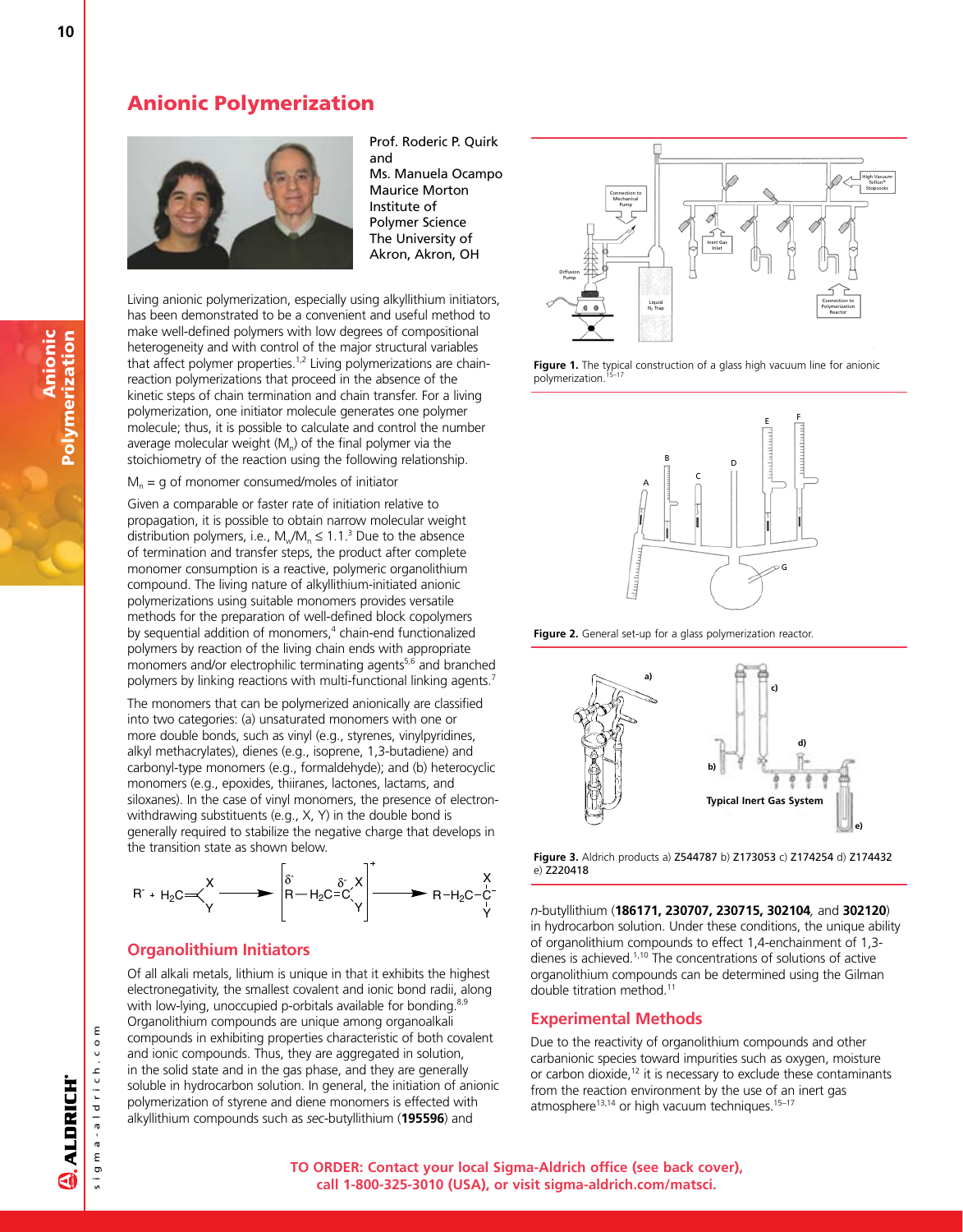# Anionic Polymerization

Prof. Roderic P. Quirk and Ms. Manuela Ocampo
Maurice Morton Institute of Polymer Science
The University of Akron, Akron, OH

Living anionic polymerization, especially using alkyllithium initiators, has been demonstrated to be a convenient and useful method to make well-defined polymers with low degrees of compositional heterogeneity and with control of the major structural variables that affect polymer properties.[1,2] Living polymerizations are chain-reaction polymerizations that proceed in the absence of the kinetic steps of chain termination and chain transfer. For a living polymerization, one initiator molecule generates one polymer molecule; thus, it is possible to calculate and control the number average molecular weight ($M_n$) of the final polymer via the stoichiometry of the reaction using the following relationship.

$M_n$ = g of monomer consumed/moles of initiator

Given a comparable or faster rate of initiation relative to propagation, it is possible to obtain narrow molecular weight distribution polymers, i.e., $M_w/M_n \leq 1.1$.[3] Due to the absence of termination and transfer steps, the product after complete monomer consumption is a reactive, polymeric organolithium compound. The living nature of alkyllithium-initiated anionic polymerizations using suitable monomers provides versatile methods for the preparation of well-defined block copolymers by sequential addition of monomers,[4] chain-end functionalized polymers by reaction of the living chain ends with appropriate monomers and/or electrophilic terminating agents[5,6] and branched polymers by linking reactions with multi-functional linking agents.[7]

The monomers that can be polymerized anionically are classified into two categories: (a) unsaturated monomers with one or more double bonds, such as vinyl (e.g., styrenes, vinylpyridines, alkyl methacrylates), dienes (e.g., isoprene, 1,3-butadiene) and carbonyl-type monomers (e.g., formaldehyde); and (b) heterocyclic monomers (e.g., epoxides, thiiranes, lactones, lactams, and siloxanes). In the case of vinyl monomers, the presence of electron-withdrawing substituents (e.g., X, Y) in the double bond is generally required to stabilize the negative charge that develops in the transition state as shown below.

$$R^- + H_2C{=}C(X)(Y) \longrightarrow \left[ \overset{\delta^-}{R}{-}H_2C{=}\overset{\delta^-}{C}(X)(Y) \right]^{\ddagger} \longrightarrow R{-}H_2C{-}C^-(X)(Y)$$

## Organolithium Initiators

Of all alkali metals, lithium is unique in that it exhibits the highest electronegativity, the smallest covalent and ionic bond radii, along with low-lying, unoccupied p-orbitals available for bonding.[8,9] Organolithium compounds are unique among organoalkali compounds in exhibiting properties characteristic of both covalent and ionic compounds. Thus, they are aggregated in solution, in the solid state and in the gas phase, and they are generally soluble in hydrocarbon solution. In general, the initiation of anionic polymerization of styrene and diene monomers is effected with alkyllithium compounds such as *sec*-butyllithium (**195596**) and *n*-butyllithium (**186171, 230707, 230715, 302104**, and **302120**) in hydrocarbon solution. Under these conditions, the unique ability of organolithium compounds to effect 1,4-enchainment of 1,3-dienes is achieved.[1,10] The concentrations of solutions of active organolithium compounds can be determined using the Gilman double titration method.[11]

**Figure 1.** The typical construction of a glass high vacuum line for anionic polymerization.[15–17]

**Figure 2.** General set-up for a glass polymerization reactor.

**Figure 3.** Aldrich products a) Z544787 b) Z173053 c) Z174254 d) Z174432 e) Z220418

## Experimental Methods

Due to the reactivity of organolithium compounds and other carbanionic species toward impurities such as oxygen, moisture or carbon dioxide,[12] it is necessary to exclude these contaminants from the reaction environment by the use of an inert gas atmosphere[13,14] or high vacuum techniques.[15–17]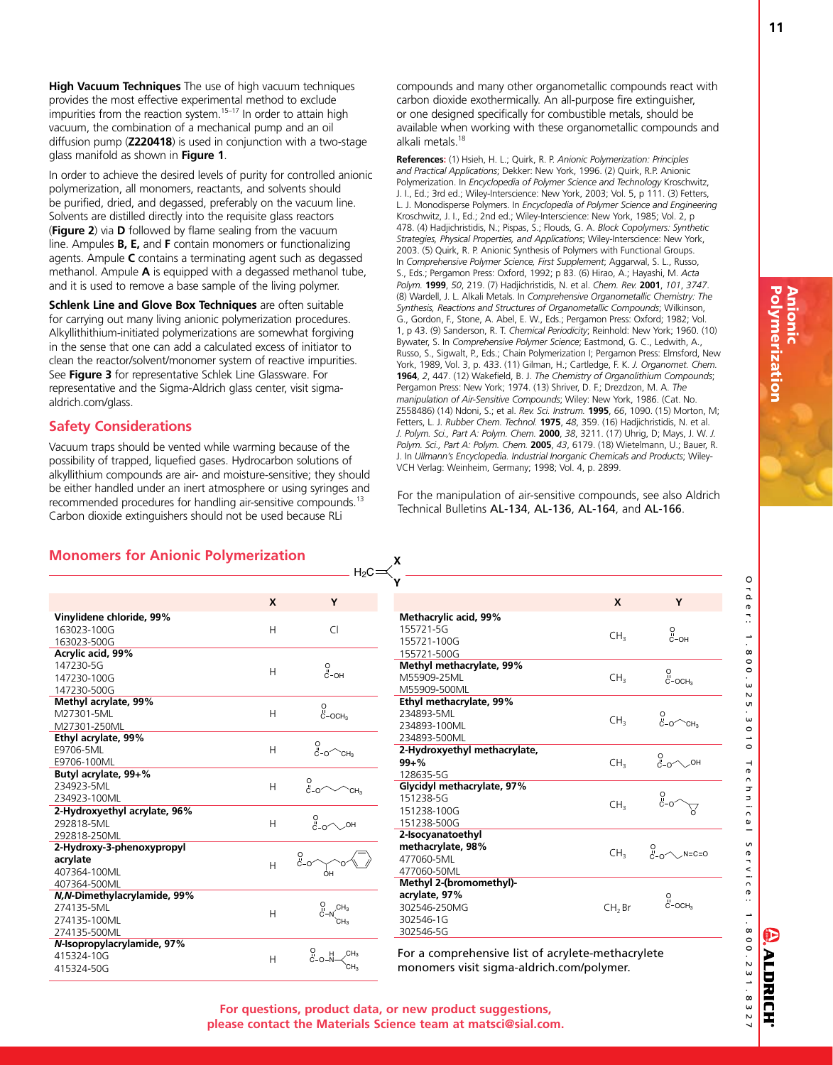**High Vacuum Techniques** The use of high vacuum techniques provides the most effective experimental method to exclude impurities from the reaction system.[15–17] In order to attain high vacuum, the combination of a mechanical pump and an oil diffusion pump (**Z220418**) is used in conjunction with a two-stage glass manifold as shown in **Figure 1**.

In order to achieve the desired levels of purity for controlled anionic polymerization, all monomers, reactants, and solvents should be purified, dried, and degassed, preferably on the vacuum line. Solvents are distilled directly into the requisite glass reactors (**Figure 2**) via **D** followed by flame sealing from the vacuum line. Ampules **B, E,** and **F** contain monomers or functionalizing agents. Ampule **C** contains a terminating agent such as degassed methanol. Ampule **A** is equipped with a degassed methanol tube, and it is used to remove a base sample of the living polymer.

**Schlenk Line and Glove Box Techniques** are often suitable for carrying out many living anionic polymerization procedures. Alkyllithium-initiated polymerizations are somewhat forgiving in the sense that one can add a calculated excess of initiator to clean the reactor/solvent/monomer system of reactive impurities. See **Figure 3** for representative Schlek Line Glassware. For representative and the Sigma-Aldrich glass center, visit sigma-aldrich.com/glass.

## Safety Considerations

Vacuum traps should be vented while warming because of the possibility of trapped, liquefied gases. Hydrocarbon solutions of alkyllithium compounds are air- and moisture-sensitive; they should be either handled under an inert atmosphere or using syringes and recommended procedures for handling air-sensitive compounds.[13] Carbon dioxide extinguishers should not be used because RLi compounds and many other organometallic compounds react with carbon dioxide exothermically. An all-purpose fire extinguisher, or one designed specifically for combustible metals, should be available when working with these organometallic compounds and alkali metals.[18]

**References**: (1) Hsieh, H. L.; Quirk, R. P. *Anionic Polymerization: Principles and Practical Applications*; Dekker: New York, 1996. (2) Quirk, R.P. Anionic Polymerization. In *Encyclopedia of Polymer Science and Technology* Kroschwitz, J. I., Ed.; 3rd ed.; Wiley-Interscience: New York, 2003; Vol. 5, p 111. (3) Fetters, L. J. Monodisperse Polymers. In *Encyclopedia of Polymer Science and Engineering* Kroschwitz, J. I., Ed.; 2nd ed.; Wiley-Interscience: New York, 1985; Vol. 2, p 478. (4) Hadjichristidis, N.; Pispas, S.; Flouds, G. A. *Block Copolymers: Synthetic Strategies, Physical Properties, and Applications*; Wiley-Interscience: New York, 2003. (5) Quirk, R. P. Anionic Synthesis of Polymers with Functional Groups. In *Comprehensive Polymer Science, First Supplement*; Aggarwal, S. L., Russo, S., Eds.; Pergamon Press: Oxford, 1992; p 83. (6) Hirao, A.; Hayashi, M. *Acta Polym.* **1999**, *50*, 219. (7) Hadjichristidis, N. et al. *Chem. Rev.* **2001**, *101*, *3747*. (8) Wardell, J. L. Alkali Metals. In *Comprehensive Organometallic Chemistry: The Synthesis, Reactions and Structures of Organometallic Compounds*; Wilkinson, G., Gordon, F., Stone, A. Abel, E. W., Eds.; Pergamon Press: Oxford; 1982; Vol. 1, p 43. (9) Sanderson, R. T. *Chemical Periodicity*; Reinhold: New York; 1960. (10) Bywater, S. In *Comprehensive Polymer Science*; Eastmond, G. C., Ledwith, A., Russo, S., Sigwalt, P., Eds.; Chain Polymerization I; Pergamon Press: Elmsford, New York, 1989, Vol. 3, p. 433. (11) Gilman, H.; Cartledge, F. K. *J. Organomet. Chem.* **1964**, *2*, 447. (12) Wakefield, B. J. *The Chemistry of Organolithium Compounds*; Pergamon Press: New York; 1974. (13) Shriver, D. F.; Drezdzon, M. A. *The manipulation of Air-Sensitive Compounds*; Wiley: New York, 1986. (Cat. No. Z558486) (14) Ndoni, S.; et al. *Rev. Sci. Instrum.* **1995**, *66*, 1090. (15) Morton, M; Fetters, L. J. *Rubber Chem. Technol.* **1975**, *48*, 359. (16) Hadjichristidis, N. et al. *J. Polym. Sci., Part A: Polym. Chem.* **2000**, *38*, 3211. (17) Uhrig, D; Mays, J. W. *J. Polym. Sci., Part A: Polym. Chem.* **2005**, *43*, 6179. (18) Wietelmann, U.; Bauer, R. J. In *Ullmann's Encyclopedia. Industrial Inorganic Chemicals and Products*; Wiley-VCH Verlag: Weinheim, Germany; 1998; Vol. 4, p. 2899.

For the manipulation of air-sensitive compounds, see also Aldrich Technical Bulletins AL-134, AL-136, AL-164, and AL-166.

## Monomers for Anionic Polymerization

$H_2C{=}C(X)(Y)$

| | X | Y |
|---|---|---|
| **Vinylidene chloride, 99%** 163023-100G, 163023-500G | H | Cl |
| **Acrylic acid, 99%** 147230-5G, 147230-100G, 147230-500G | H | C(=O)–OH |
| **Methyl acrylate, 99%** M27301-5ML, M27301-250ML | H | C(=O)–$OCH_3$ |
| **Ethyl acrylate, 99%** E9706-5ML, E9706-100ML | H | C(=O)–O–$CH_2CH_3$ |
| **Butyl acrylate, 99+%** 234923-5ML, 234923-100ML | H | C(=O)–O–$(CH_2)_3CH_3$ |
| **2-Hydroxyethyl acrylate, 96%** 292818-5ML, 292818-250ML | H | C(=O)–O–$CH_2CH_2$–OH |
| **2-Hydroxy-3-phenoxypropyl acrylate** 407364-100ML, 407364-500ML | H | C(=O)–O–$CH_2CH(OH)CH_2$–O–Ph |
| ***N,N*-Dimethylacrylamide, 99%** 274135-5ML, 274135-100ML, 274135-500ML | H | C(=O)–N($CH_3$)$_2$ |
| ***N*-Isopropylacrylamide, 97%** 415324-10G, 415324-50G | H | C(=O)–O–NH–CH($CH_3$)$_2$ |
| **Methacrylic acid, 99%** 155721-5G, 155721-100G, 155721-500G | $CH_3$ | C(=O)–OH |
| **Methyl methacrylate, 99%** M55909-25ML, M55909-500ML | $CH_3$ | C(=O)–$OCH_3$ |
| **Ethyl methacrylate, 99%** 234893-5ML, 234893-100ML, 234893-500ML | $CH_3$ | C(=O)–O–$CH_2CH_3$ |
| **2-Hydroxyethyl methacrylate, 99+%** 128635-5G | $CH_3$ | C(=O)–O–$CH_2CH_2$–OH |
| **Glycidyl methacrylate, 97%** 151238-5G, 151238-100G, 151238-500G | $CH_3$ | C(=O)–O–$CH_2$–(epoxide) |
| **2-Isocyanatoethyl methacrylate, 98%** 477060-5ML, 477060-50ML | $CH_3$ | C(=O)–O–$CH_2CH_2$–N=C=O |
| **Methyl 2-(bromomethyl)-acrylate, 97%** 302546-250MG, 302546-1G, 302546-5G | $CH_2$ Br | C(=O)–$OCH_3$ |

For a comprehensive list of acrylete-methacrylete monomers visit sigma-aldrich.com/polymer.

**For questions, product data, or new product suggestions, please contact the Materials Science team at matsci@sial.com.**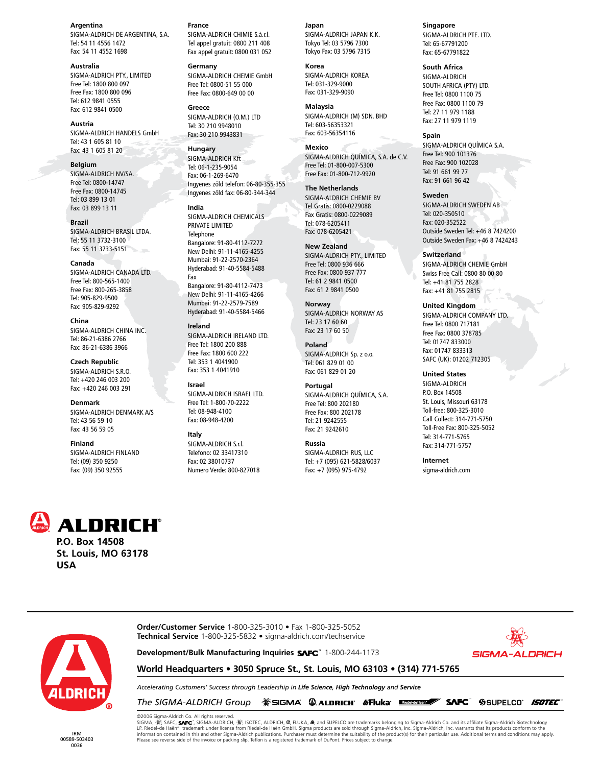**Argentina**
SIGMA-ALDRICH DE ARGENTINA, S.A.
Tel: 54 11 4556 1472
Fax: 54 11 4552 1698

**Australia**
SIGMA-ALDRICH PTY., LIMITED
Free Tel: 1800 800 097
Free Fax: 1800 800 096
Tel: 612 9841 0555
Fax: 612 9841 0500

**Austria**
SIGMA-ALDRICH HANDELS GmbH
Tel: 43 1 605 81 10
Fax: 43 1 605 81 20

**Belgium**
SIGMA-ALDRICH NV/SA.
Free Tel: 0800-14747
Free Fax: 0800-14745
Tel: 03 899 13 01
Fax: 03 899 13 11

**Brazil**
SIGMA-ALDRICH BRASIL LTDA.
Tel: 55 11 3732-3100
Fax: 55 11 3733-5151

**Canada**
SIGMA-ALDRICH CANADA LTD.
Free Tel: 800-565-1400
Free Fax: 800-265-3858
Tel: 905-829-9500
Fax: 905-829-9292

**China**
SIGMA-ALDRICH CHINA INC.
Tel: 86-21-6386 2766
Fax: 86-21-6386 3966

**Czech Republic**
SIGMA-ALDRICH S.R.O.
Tel: +420 246 003 200
Fax: +420 246 003 291

**Denmark**
SIGMA-ALDRICH DENMARK A/S
Tel: 43 56 59 10
Fax: 43 56 59 05

**Finland**
SIGMA-ALDRICH FINLAND
Tel: (09) 350 9250
Fax: (09) 350 92555

**France**
SIGMA-ALDRICH CHIMIE S.à.r.l.
Tel appel gratuit: 0800 211 408
Fax appel gratuit: 0800 031 052

**Germany**
SIGMA-ALDRICH CHEMIE GmbH
Free Tel: 0800-51 55 000
Free Fax: 0800-649 00 00

**Greece**
SIGMA-ALDRICH (O.M.) LTD
Tel: 30 210 9948010
Fax: 30 210 9943831

**Hungary**
SIGMA-ALDRICH Kft
Tel: 06-1-235-9054
Fax: 06-1-269-6470
Ingyenes zöld telefon: 06-80-355-355
Ingyenes zöld fax: 06-80-344-344

**India**
SIGMA-ALDRICH CHEMICALS
PRIVATE LIMITED
Telephone
Bangalore: 91-80-4112-7272
New Delhi: 91-11-4165-4255
Mumbai: 91-22-2570-2364
Hyderabad: 91-40-5584-5488
Fax
Bangalore: 91-80-4112-7473
New Delhi: 91-11-4165-4266
Mumbai: 91-22-2579-7589
Hyderabad: 91-40-5584-5466

**Ireland**
SIGMA-ALDRICH IRELAND LTD.
Free Tel: 1800 200 888
Free Fax: 1800 600 222
Tel: 353 1 4041900
Fax: 353 1 4041910

**Israel**
SIGMA-ALDRICH ISRAEL LTD.
Free Tel: 1-800-70-2222
Tel: 08-948-4100
Fax: 08-948-4200

**Italy**
SIGMA-ALDRICH S.r.l.
Telefono: 02 33417310
Fax: 02 38010737
Numero Verde: 800-827018

**Japan**
SIGMA-ALDRICH JAPAN K.K.
Tokyo Tel: 03 5796 7300
Tokyo Fax: 03 5796 7315

**Korea**
SIGMA-ALDRICH KOREA
Tel: 031-329-9000
Fax: 031-329-9090

**Malaysia**
SIGMA-ALDRICH (M) SDN. BHD
Tel: 603-56353321
Fax: 603-56354116

**Mexico**
SIGMA-ALDRICH QUÍMICA, S.A. de C.V.
Free Tel: 01-800-007-5300
Free Fax: 01-800-712-9920

**The Netherlands**
SIGMA-ALDRICH CHEMIE BV
Tel Gratis: 0800-0229088
Fax Gratis: 0800-0229089
Tel: 078-6205411
Fax: 078-6205421

**New Zealand**
SIGMA-ALDRICH PTY., LIMITED
Free Tel: 0800 936 666
Free Fax: 0800 937 777
Tel: 61 2 9841 0500
Fax: 61 2 9841 0500

**Norway**
SIGMA-ALDRICH NORWAY AS
Tel: 23 17 60 60
Fax: 23 17 60 50

**Poland**
SIGMA-ALDRICH Sp. z o.o.
Tel: 061 829 01 00
Fax: 061 829 01 20

**Portugal**
SIGMA-ALDRICH QUÍMICA, S.A.
Free Tel: 800 202180
Free Fax: 800 202178
Tel: 21 9242555
Fax: 21 9242610

**Russia**
SIGMA-ALDRICH RUS, LLC
Tel: +7 (095) 621-5828/6037
Fax: +7 (095) 975-4792

**Singapore**
SIGMA-ALDRICH PTE. LTD.
Tel: 65-67791200
Fax: 65-67791822

**South Africa**
SIGMA-ALDRICH
SOUTH AFRICA (PTY) LTD.
Free Tel: 0800 1100 75
Free Fax: 0800 1100 79
Tel: 27 11 979 1188
Fax: 27 11 979 1119

**Spain**
SIGMA-ALDRICH QUÍMICA S.A.
Free Tel: 900 101376
Free Fax: 900 102028
Tel: 91 661 99 77
Fax: 91 661 96 42

**Sweden**
SIGMA-ALDRICH SWEDEN AB
Tel: 020-350510
Fax: 020-352522
Outside Sweden Tel: +46 8 7424200
Outside Sweden Fax: +46 8 7424243

**Switzerland**
SIGMA-ALDRICH CHEMIE GmbH
Swiss Free Call: 0800 80 00 80
Tel: +41 81 755 2828
Fax: +41 81 755 2815

**United Kingdom**
SIGMA-ALDRICH COMPANY LTD.
Free Tel: 0800 717181
Free Fax: 0800 378785
Tel: 01747 833000
Fax: 01747 833313
SAFC (UK): 01202 712305

**United States**
SIGMA-ALDRICH
P.O. Box 14508
St. Louis, Missouri 63178
Toll-free: 800-325-3010
Call Collect: 314-771-5750
Toll-Free Fax: 800-325-5052
Tel: 314-771-5765
Fax: 314-771-5757

**Internet**
sigma-aldrich.com

**ALDRICH®**
**P.O. Box 14508**
**St. Louis, MO 63178**
**USA**

**Order/Customer Service** 1-800-325-3010 • Fax 1-800-325-5052
**Technical Service** 1-800-325-5832 • sigma-aldrich.com/techservice

**Development/Bulk Manufacturing Inquiries SAFC™** 1-800-244-1173

**World Headquarters • 3050 Spruce St., St. Louis, MO 63103 • (314) 771-5765**

SIGMA-ALDRICH

*Accelerating Customers' Success through Leadership in **Life Science, High Technology** and **Service***

*The SIGMA-ALDRICH Group* SIGMA ALDRICH Fluka Riedel-de Haën SAFC SUPELCO ISOTEC

©2006 Sigma-Aldrich Co. All rights reserved.
SIGMA, SAFC, SAFC™, SIGMA-ALDRICH, ISOTEC, ALDRICH, FLUKA, and SUPELCO are trademarks belonging to Sigma-Aldrich Co. and its affiliate Sigma-Aldrich Biotechnology LP. Riedel-de Haën®: trademark under license from Riedel-de Haën GmbH. Sigma products are sold through Sigma-Aldrich, Inc. Sigma-Aldrich, Inc. warrants that its products conform to the information contained in this and other Sigma-Aldrich publications. Purchaser must determine the suitability of the product(s) for their particular use. Additional terms and conditions may apply. Please see reverse side of the invoice or packing slip. Teflon is a registered trademark of DuPont. Prices subject to change.

IRM
00589-503403
0036